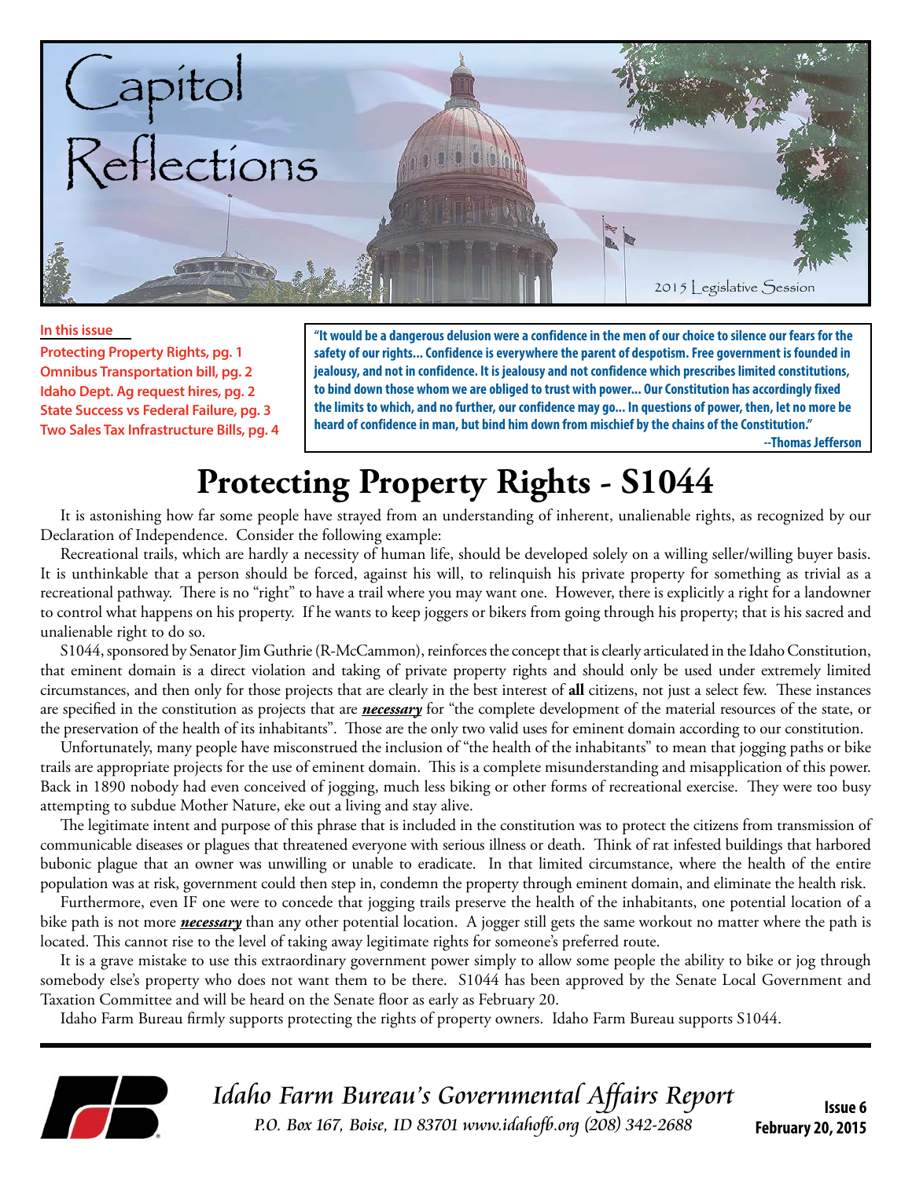# Capitol Reflections

2015 Legislative Session

**In this issue**

- Protecting Property Rights, pg. 1
- Omnibus Transportation bill, pg. 2
- Idaho Dept. Ag request hires, pg. 2
- State Success vs Federal Failure, pg. 3
- Two Sales Tax Infrastructure Bills, pg. 4

> **"It would be a dangerous delusion were a confidence in the men of our choice to silence our fears for the safety of our rights... Confidence is everywhere the parent of despotism. Free government is founded in jealousy, and not in confidence. It is jealousy and not confidence which prescribes limited constitutions, to bind down those whom we are obliged to trust with power... Our Constitution has accordingly fixed the limits to which, and no further, our confidence may go... In questions of power, then, let no more be heard of confidence in man, but bind him down from mischief by the chains of the Constitution."**
>
> **--Thomas Jefferson**

# Protecting Property Rights - S1044

It is astonishing how far some people have strayed from an understanding of inherent, unalienable rights, as recognized by our Declaration of Independence. Consider the following example:

Recreational trails, which are hardly a necessity of human life, should be developed solely on a willing seller/willing buyer basis. It is unthinkable that a person should be forced, against his will, to relinquish his private property for something as trivial as a recreational pathway. There is no "right" to have a trail where you may want one. However, there is explicitly a right for a landowner to control what happens on his property. If he wants to keep joggers or bikers from going through his property; that is his sacred and unalienable right to do so.

S1044, sponsored by Senator Jim Guthrie (R-McCammon), reinforces the concept that is clearly articulated in the Idaho Constitution, that eminent domain is a direct violation and taking of private property rights and should only be used under extremely limited circumstances, and then only for those projects that are clearly in the best interest of **all** citizens, not just a select few. These instances are specified in the constitution as projects that are ***necessary*** for "the complete development of the material resources of the state, or the preservation of the health of its inhabitants". Those are the only two valid uses for eminent domain according to our constitution.

Unfortunately, many people have misconstrued the inclusion of "the health of the inhabitants" to mean that jogging paths or bike trails are appropriate projects for the use of eminent domain. This is a complete misunderstanding and misapplication of this power. Back in 1890 nobody had even conceived of jogging, much less biking or other forms of recreational exercise. They were too busy attempting to subdue Mother Nature, eke out a living and stay alive.

The legitimate intent and purpose of this phrase that is included in the constitution was to protect the citizens from transmission of communicable diseases or plagues that threatened everyone with serious illness or death. Think of rat infested buildings that harbored bubonic plague that an owner was unwilling or unable to eradicate. In that limited circumstance, where the health of the entire population was at risk, government could then step in, condemn the property through eminent domain, and eliminate the health risk.

Furthermore, even IF one were to concede that jogging trails preserve the health of the inhabitants, one potential location of a bike path is not more ***necessary*** than any other potential location. A jogger still gets the same workout no matter where the path is located. This cannot rise to the level of taking away legitimate rights for someone's preferred route.

It is a grave mistake to use this extraordinary government power simply to allow some people the ability to bike or jog through somebody else's property who does not want them to be there. S1044 has been approved by the Senate Local Government and Taxation Committee and will be heard on the Senate floor as early as February 20.

Idaho Farm Bureau firmly supports protecting the rights of property owners. Idaho Farm Bureau supports S1044.

*Idaho Farm Bureau's Governmental Affairs Report*

*P.O. Box 167, Boise, ID 83701 www.idahofb.org (208) 342-2688*

**Issue 6**
**February 20, 2015**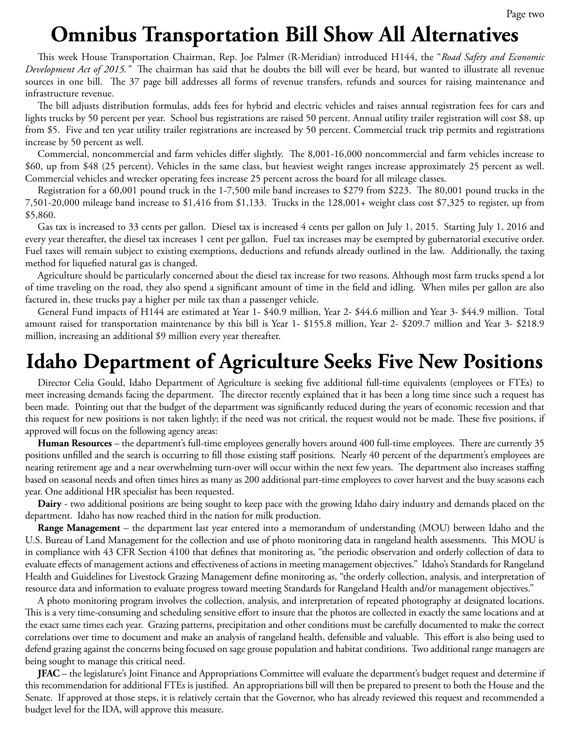# Omnibus Transportation Bill Show All Alternatives

This week House Transportation Chairman, Rep. Joe Palmer (R-Meridian) introduced H144, the "*Road Safety and Economic Development Act of 2015.*" The chairman has said that he doubts the bill will ever be heard, but wanted to illustrate all revenue sources in one bill. The 37 page bill addresses all forms of revenue transfers, refunds and sources for raising maintenance and infrastructure revenue.

The bill adjusts distribution formulas, adds fees for hybrid and electric vehicles and raises annual registration fees for cars and lights trucks by 50 percent per year. School bus registrations are raised 50 percent. Annual utility trailer registration will cost $8, up from $5. Five and ten year utility trailer registrations are increased by 50 percent. Commercial truck trip permits and registrations increase by 50 percent as well.

Commercial, noncommercial and farm vehicles differ slightly. The 8,001-16,000 noncommercial and farm vehicles increase to $60, up from $48 (25 percent). Vehicles in the same class, but heaviest weight ranges increase approximately 25 percent as well. Commercial vehicles and wrecker operating fees increase 25 percent across the board for all mileage classes.

Registration for a 60,001 pound truck in the 1-7,500 mile band increases to $279 from $223. The 80,001 pound trucks in the 7,501-20,000 mileage band increase to $1,416 from $1,133. Trucks in the 128,001+ weight class cost $7,325 to register, up from $5,860.

Gas tax is increased to 33 cents per gallon. Diesel tax is increased 4 cents per gallon on July 1, 2015. Starting July 1, 2016 and every year thereafter, the diesel tax increases 1 cent per gallon. Fuel tax increases may be exempted by gubernatorial executive order. Fuel taxes will remain subject to existing exemptions, deductions and refunds already outlined in the law. Additionally, the taxing method for liquefied natural gas is changed.

Agriculture should be particularly concerned about the diesel tax increase for two reasons. Although most farm trucks spend a lot of time traveling on the road, they also spend a significant amount of time in the field and idling. When miles per gallon are also factured in, these trucks pay a higher per mile tax than a passenger vehicle.

General Fund impacts of H144 are estimated at Year 1- $40.9 million, Year 2- $44.6 million and Year 3- $44.9 million. Total amount raised for transportation maintenance by this bill is Year 1- $155.8 million, Year 2- $209.7 million and Year 3- $218.9 million, increasing an additional $9 million every year thereafter.

# Idaho Department of Agriculture Seeks Five New Positions

Director Celia Gould, Idaho Department of Agriculture is seeking five additional full-time equivalents (employees or FTEs) to meet increasing demands facing the department. The director recently explained that it has been a long time since such a request has been made. Pointing out that the budget of the department was significantly reduced during the years of economic recession and that this request for new positions is not taken lightly; if the need was not critical, the request would not be made. These five positions, if approved will focus on the following agency areas:

**Human Resources** – the department's full-time employees generally hovers around 400 full-time employees. There are currently 35 positions unfilled and the search is occurring to fill those existing staff positions. Nearly 40 percent of the department's employees are nearing retirement age and a near overwhelming turn-over will occur within the next few years. The department also increases staffing based on seasonal needs and often times hires as many as 200 additional part-time employees to cover harvest and the busy seasons each year. One additional HR specialist has been requested.

**Dairy** - two additional positions are being sought to keep pace with the growing Idaho dairy industry and demands placed on the department. Idaho has now reached third in the nation for milk production.

**Range Management** – the department last year entered into a memorandum of understanding (MOU) between Idaho and the U.S. Bureau of Land Management for the collection and use of photo monitoring data in rangeland health assessments. This MOU is in compliance with 43 CFR Section 4100 that defines that monitoring as, "the periodic observation and orderly collection of data to evaluate effects of management actions and effectiveness of actions in meeting management objectives." Idaho's Standards for Rangeland Health and Guidelines for Livestock Grazing Management define monitoring as, "the orderly collection, analysis, and interpretation of resource data and information to evaluate progress toward meeting Standards for Rangeland Health and/or management objectives."

A photo monitoring program involves the collection, analysis, and interpretation of repeated photography at designated locations. This is a very time-consuming and scheduling sensitive effort to insure that the photos are collected in exactly the same locations and at the exact same times each year. Grazing patterns, precipitation and other conditions must be carefully documented to make the correct correlations over time to document and make an analysis of rangeland health, defensible and valuable. This effort is also being used to defend grazing against the concerns being focused on sage grouse population and habitat conditions. Two additional range managers are being sought to manage this critical need.

**JFAC** – the legislature's Joint Finance and Appropriations Committee will evaluate the department's budget request and determine if this recommendation for additional FTEs is justified. An appropriations bill will then be prepared to present to both the House and the Senate. If approved at those steps, it is relatively certain that the Governor, who has already reviewed this request and recommended a budget level for the IDA, will approve this measure.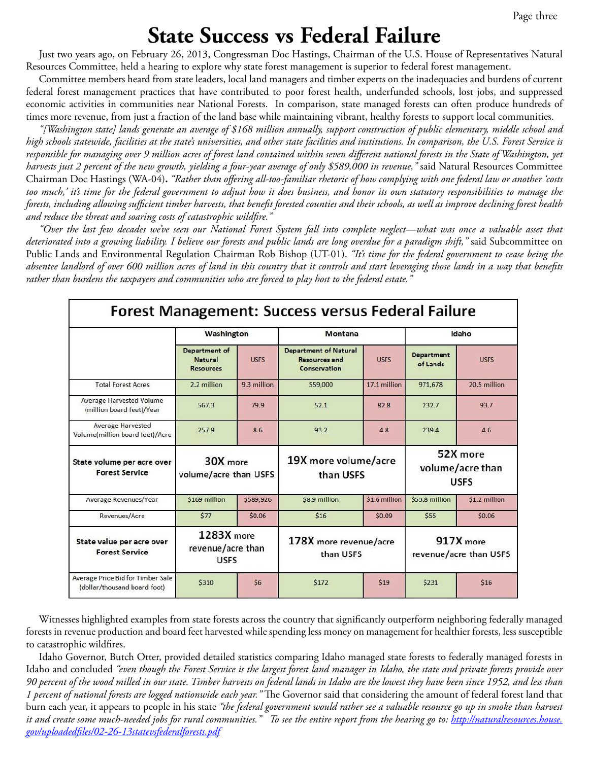# State Success vs Federal Failure

Just two years ago, on February 26, 2013, Congressman Doc Hastings, Chairman of the U.S. House of Representatives Natural Resources Committee, held a hearing to explore why state forest management is superior to federal forest management.

Committee members heard from state leaders, local land managers and timber experts on the inadequacies and burdens of current federal forest management practices that have contributed to poor forest health, underfunded schools, lost jobs, and suppressed economic activities in communities near National Forests. In comparison, state managed forests can often produce hundreds of times more revenue, from just a fraction of the land base while maintaining vibrant, healthy forests to support local communities.

*"[Washington state] lands generate an average of $168 million annually, support construction of public elementary, middle school and high schools statewide, facilities at the state's universities, and other state facilities and institutions. In comparison, the U.S. Forest Service is responsible for managing over 9 million acres of forest land contained within seven different national forests in the State of Washington, yet harvests just 2 percent of the new growth, yielding a four-year average of only $589,000 in revenue,"* said Natural Resources Committee Chairman Doc Hastings (WA-04). *"Rather than offering all-too-familiar rhetoric of how complying with one federal law or another 'costs too much,' it's time for the federal government to adjust how it does business, and honor its own statutory responsibilities to manage the forests, including allowing sufficient timber harvests, that benefit forested counties and their schools, as well as improve declining forest health and reduce the threat and soaring costs of catastrophic wildfire."*

*"Over the last few decades we've seen our National Forest System fall into complete neglect—what was once a valuable asset that deteriorated into a growing liability. I believe our forests and public lands are long overdue for a paradigm shift,"* said Subcommittee on Public Lands and Environmental Regulation Chairman Rob Bishop (UT-01). *"It's time for the federal government to cease being the absentee landlord of over 600 million acres of land in this country that it controls and start leveraging those lands in a way that benefits rather than burdens the taxpayers and communities who are forced to play host to the federal estate."*

**Forest Management: Success versus Federal Failure**

| | Washington | | Montana | | Idaho | |
|---|---|---|---|---|---|---|
| | Department of Natural Resources | USFS | Department of Natural Resources and Conservation | USFS | Department of Lands | USFS |
| Total Forest Acres | 2.2 million | 9.3 million | 559,000 | 17.1 million | 971,678 | 20.5 million |
| Average Harvested Volume (million board feet)/Year | 567.3 | 79.9 | 52.1 | 82.8 | 232.7 | 93.7 |
| Average Harvested Volume(million board feet)/Acre | 257.9 | 8.6 | 93.2 | 4.8 | 239.4 | 4.6 |
| **State volume per acre over Forest Service** | **30X** more volume/acre than USFS | | **19X** more volume/acre than USFS | | **52X** more volume/acre than USFS | |
| Average Revenues/Year | $169 million | $589,926 | $8.9 million | $1.6 million | $53.8 million | $1.2 million |
| Revenues/Acre | $77 | $0.06 | $16 | $0.09 | $55 | $0.06 |
| **State value per acre over Forest Service** | **1283X** more revenue/acre than USFS | | **178X** more revenue/acre than USFS | | **917X** more revenue/acre than USFS | |
| Average Price Bid for Timber Sale (dollar/thousand board foot) | $310 | $6 | $172 | $19 | $231 | $16 |

Witnesses highlighted examples from state forests across the country that significantly outperform neighboring federally managed forests in revenue production and board feet harvested while spending less money on management for healthier forests, less susceptible to catastrophic wildfires.

Idaho Governor, Butch Otter, provided detailed statistics comparing Idaho managed state forests to federally managed forests in Idaho and concluded *"even though the Forest Service is the largest forest land manager in Idaho, the state and private forests provide over 90 percent of the wood milled in our state. Timber harvests on federal lands in Idaho are the lowest they have been since 1952, and less than 1 percent of national forests are logged nationwide each year."* The Governor said that considering the amount of federal forest land that burn each year, it appears to people in his state *"the federal government would rather see a valuable resource go up in smoke than harvest it and create some much-needed jobs for rural communities."* *To see the entire report from the hearing go to:* [http://naturalresources.house.gov/uploadedfiles/02-26-13statevsfederalforests.pdf](http://naturalresources.house.gov/uploadedfiles/02-26-13statevsfederalforests.pdf)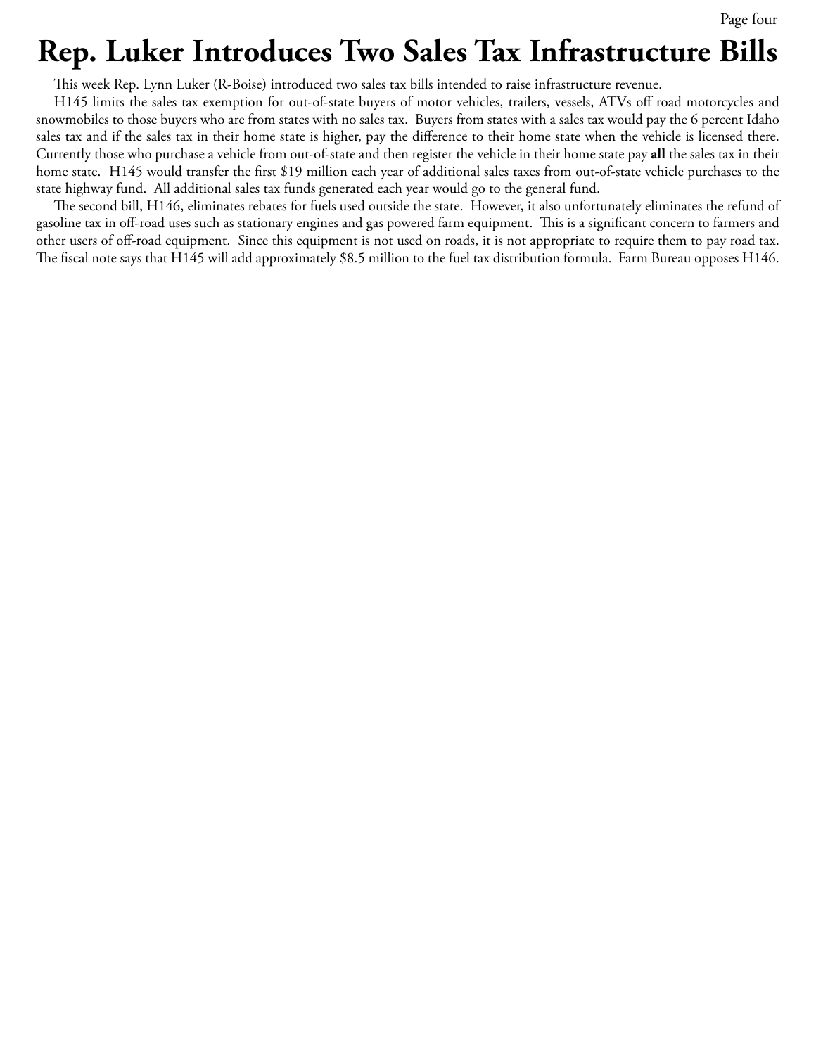# Rep. Luker Introduces Two Sales Tax Infrastructure Bills

This week Rep. Lynn Luker (R-Boise) introduced two sales tax bills intended to raise infrastructure revenue.

H145 limits the sales tax exemption for out-of-state buyers of motor vehicles, trailers, vessels, ATVs off road motorcycles and snowmobiles to those buyers who are from states with no sales tax. Buyers from states with a sales tax would pay the 6 percent Idaho sales tax and if the sales tax in their home state is higher, pay the difference to their home state when the vehicle is licensed there. Currently those who purchase a vehicle from out-of-state and then register the vehicle in their home state pay **all** the sales tax in their home state. H145 would transfer the first $19 million each year of additional sales taxes from out-of-state vehicle purchases to the state highway fund. All additional sales tax funds generated each year would go to the general fund.

The second bill, H146, eliminates rebates for fuels used outside the state. However, it also unfortunately eliminates the refund of gasoline tax in off-road uses such as stationary engines and gas powered farm equipment. This is a significant concern to farmers and other users of off-road equipment. Since this equipment is not used on roads, it is not appropriate to require them to pay road tax. The fiscal note says that H145 will add approximately $8.5 million to the fuel tax distribution formula. Farm Bureau opposes H146.